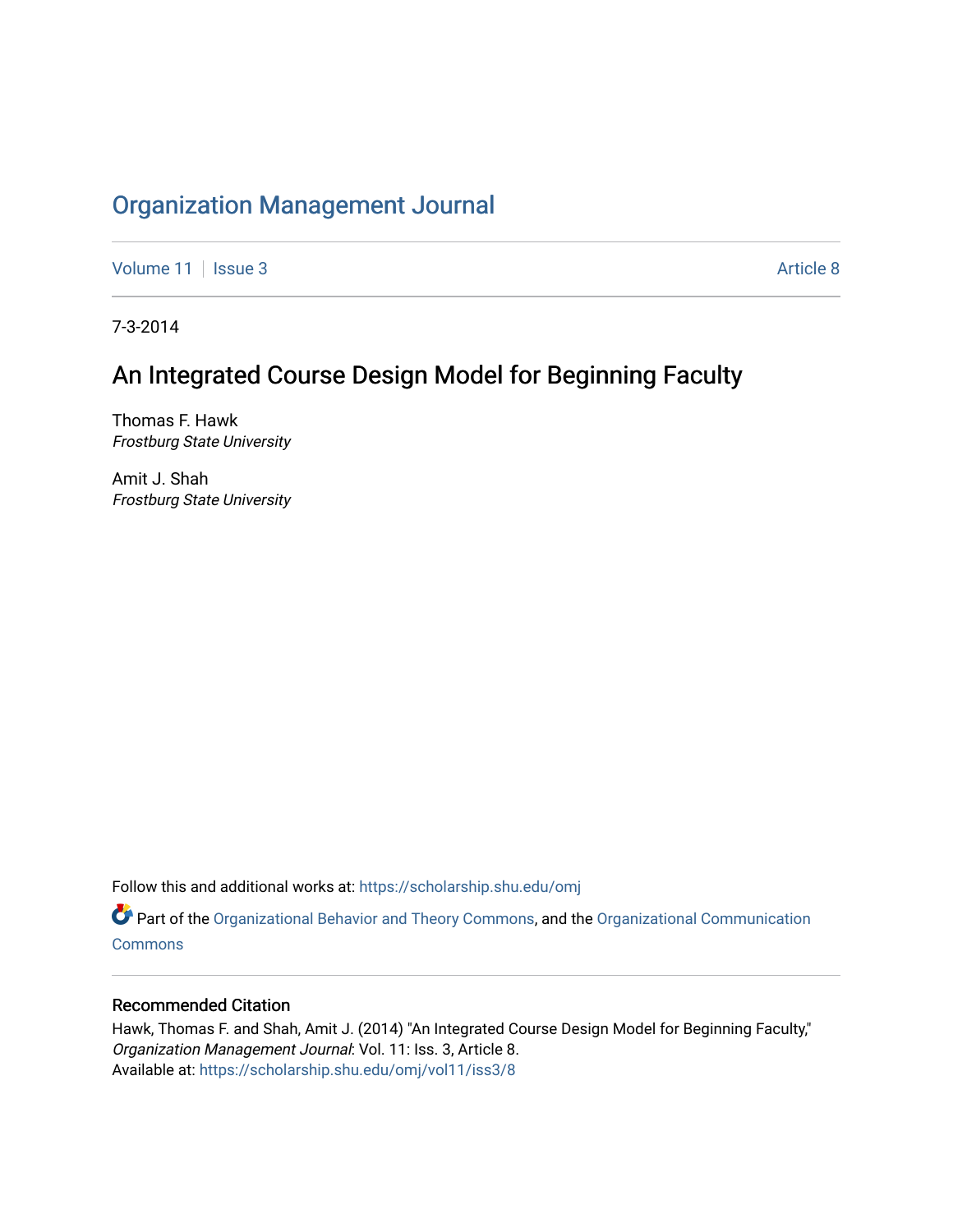# Organization Management Journal

Volume 11 | Issue 3 Article 8

7-3-2014

## An Integrated Course Design Model for Beginning Faculty

Thomas F. Hawk
*Frostburg State University*

Amit J. Shah
*Frostburg State University*

Follow this and additional works at: https://scholarship.shu.edu/omj

Part of the Organizational Behavior and Theory Commons, and the Organizational Communication Commons

### Recommended Citation

Hawk, Thomas F. and Shah, Amit J. (2014) "An Integrated Course Design Model for Beginning Faculty," *Organization Management Journal*: Vol. 11: Iss. 3, Article 8.
Available at: https://scholarship.shu.edu/omj/vol11/iss3/8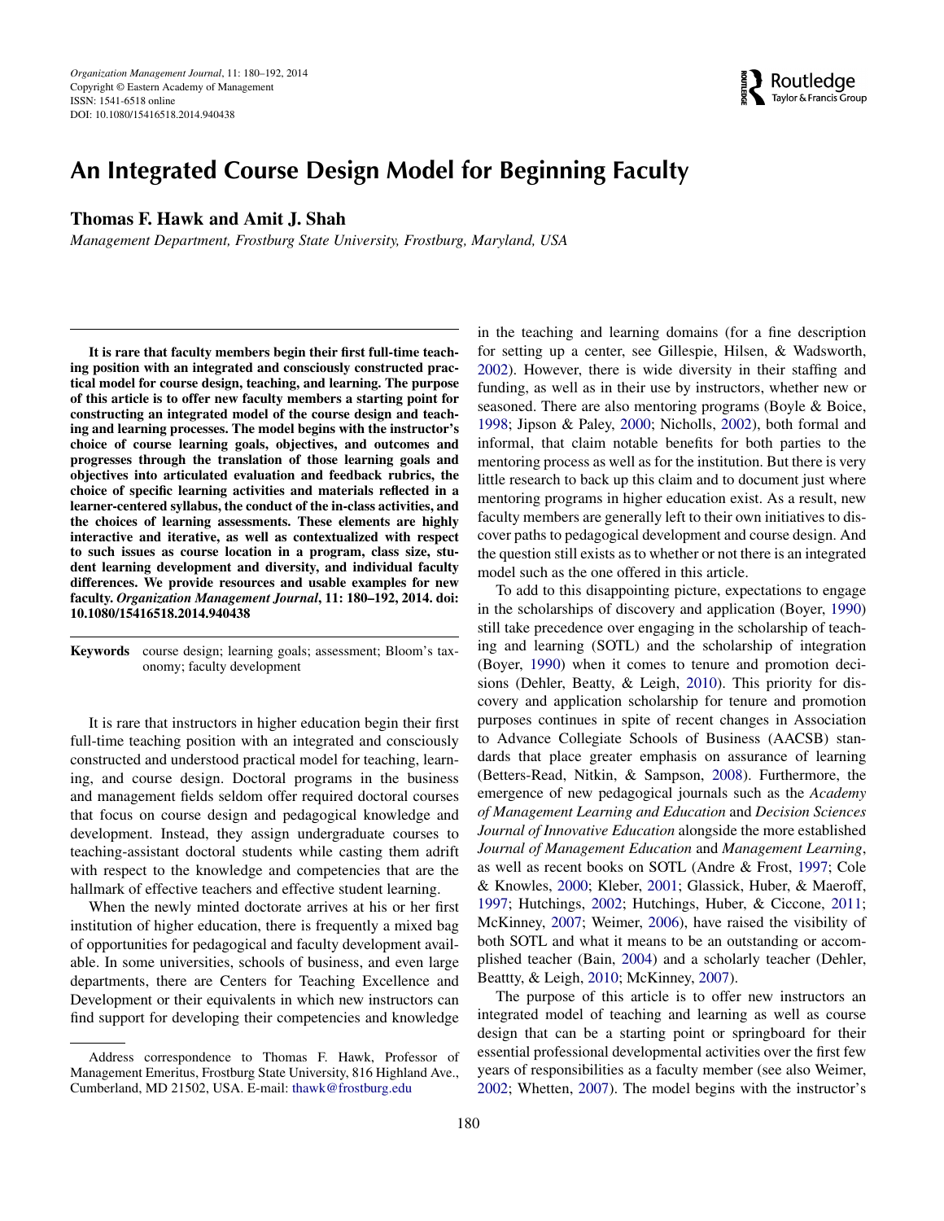# An Integrated Course Design Model for Beginning Faculty

**Thomas F. Hawk and Amit J. Shah**

*Management Department, Frostburg State University, Frostburg, Maryland, USA*

**It is rare that faculty members begin their first full-time teaching position with an integrated and consciously constructed practical model for course design, teaching, and learning. The purpose of this article is to offer new faculty members a starting point for constructing an integrated model of the course design and teaching and learning processes. The model begins with the instructor's choice of course learning goals, objectives, and outcomes and progresses through the translation of those learning goals and objectives into articulated evaluation and feedback rubrics, the choice of specific learning activities and materials reflected in a learner-centered syllabus, the conduct of the in-class activities, and the choices of learning assessments. These elements are highly interactive and iterative, as well as contextualized with respect to such issues as course location in a program, class size, student learning development and diversity, and individual faculty differences. We provide resources and usable examples for new faculty. *Organization Management Journal*, 11: 180–192, 2014. doi: 10.1080/15416518.2014.940438**

**Keywords** course design; learning goals; assessment; Bloom's taxonomy; faculty development

It is rare that instructors in higher education begin their first full-time teaching position with an integrated and consciously constructed and understood practical model for teaching, learning, and course design. Doctoral programs in the business and management fields seldom offer required doctoral courses that focus on course design and pedagogical knowledge and development. Instead, they assign undergraduate courses to teaching-assistant doctoral students while casting them adrift with respect to the knowledge and competencies that are the hallmark of effective teachers and effective student learning.

When the newly minted doctorate arrives at his or her first institution of higher education, there is frequently a mixed bag of opportunities for pedagogical and faculty development available. In some universities, schools of business, and even large departments, there are Centers for Teaching Excellence and Development or their equivalents in which new instructors can find support for developing their competencies and knowledge in the teaching and learning domains (for a fine description for setting up a center, see Gillespie, Hilsen, & Wadsworth, 2002). However, there is wide diversity in their staffing and funding, as well as in their use by instructors, whether new or seasoned. There are also mentoring programs (Boyle & Boice, 1998; Jipson & Paley, 2000; Nicholls, 2002), both formal and informal, that claim notable benefits for both parties to the mentoring process as well as for the institution. But there is very little research to back up this claim and to document just where mentoring programs in higher education exist. As a result, new faculty members are generally left to their own initiatives to discover paths to pedagogical development and course design. And the question still exists as to whether or not there is an integrated model such as the one offered in this article.

To add to this disappointing picture, expectations to engage in the scholarships of discovery and application (Boyer, 1990) still take precedence over engaging in the scholarship of teaching and learning (SOTL) and the scholarship of integration (Boyer, 1990) when it comes to tenure and promotion decisions (Dehler, Beatty, & Leigh, 2010). This priority for discovery and application scholarship for tenure and promotion purposes continues in spite of recent changes in Association to Advance Collegiate Schools of Business (AACSB) standards that place greater emphasis on assurance of learning (Betters-Read, Nitkin, & Sampson, 2008). Furthermore, the emergence of new pedagogical journals such as the *Academy of Management Learning and Education* and *Decision Sciences Journal of Innovative Education* alongside the more established *Journal of Management Education* and *Management Learning*, as well as recent books on SOTL (Andre & Frost, 1997; Cole & Knowles, 2000; Kleber, 2001; Glassick, Huber, & Maeroff, 1997; Hutchings, 2002; Hutchings, Huber, & Ciccone, 2011; McKinney, 2007; Weimer, 2006), have raised the visibility of both SOTL and what it means to be an outstanding or accomplished teacher (Bain, 2004) and a scholarly teacher (Dehler, Beattty, & Leigh, 2010; McKinney, 2007).

The purpose of this article is to offer new instructors an integrated model of teaching and learning as well as course design that can be a starting point or springboard for their essential professional developmental activities over the first few years of responsibilities as a faculty member (see also Weimer, 2002; Whetten, 2007). The model begins with the instructor's

---

Address correspondence to Thomas F. Hawk, Professor of Management Emeritus, Frostburg State University, 816 Highland Ave., Cumberland, MD 21502, USA. E-mail: thawk@frostburg.edu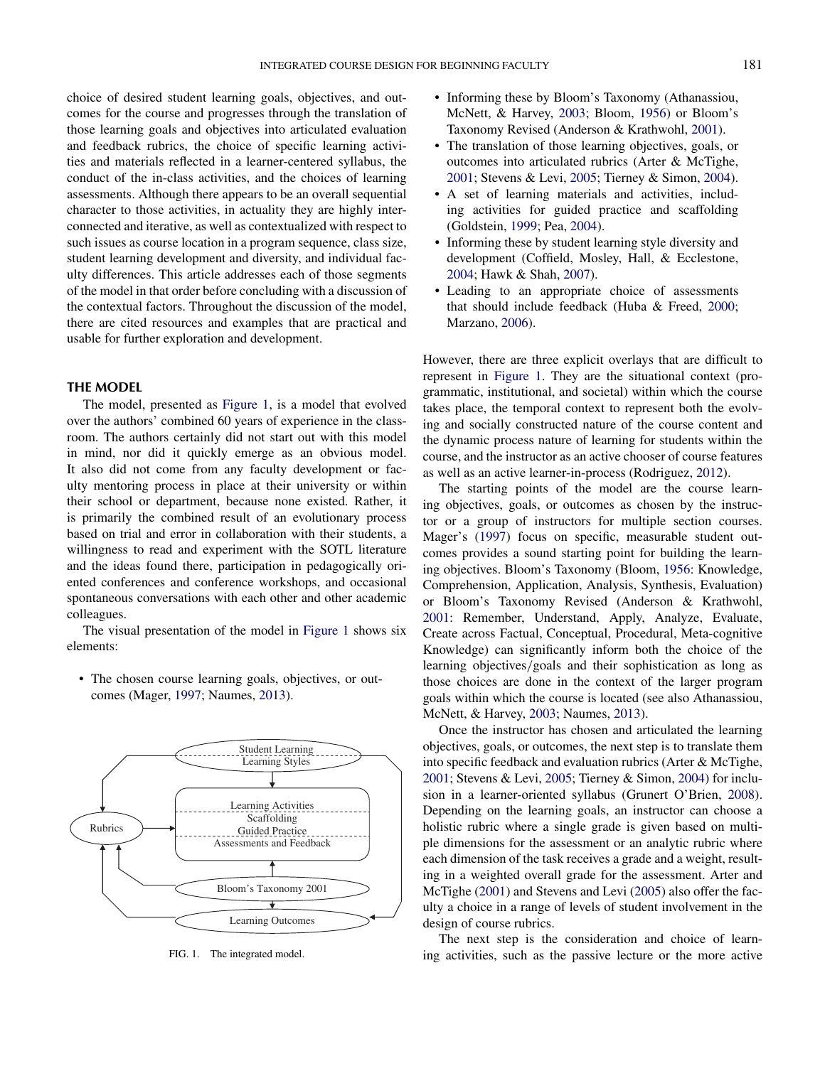choice of desired student learning goals, objectives, and outcomes for the course and progresses through the translation of those learning goals and objectives into articulated evaluation and feedback rubrics, the choice of specific learning activities and materials reflected in a learner-centered syllabus, the conduct of the in-class activities, and the choices of learning assessments. Although there appears to be an overall sequential character to those activities, in actuality they are highly interconnected and iterative, as well as contextualized with respect to such issues as course location in a program sequence, class size, student learning development and diversity, and individual faculty differences. This article addresses each of those segments of the model in that order before concluding with a discussion of the contextual factors. Throughout the discussion of the model, there are cited resources and examples that are practical and usable for further exploration and development.

## THE MODEL

The model, presented as Figure 1, is a model that evolved over the authors' combined 60 years of experience in the classroom. The authors certainly did not start out with this model in mind, nor did it quickly emerge as an obvious model. It also did not come from any faculty development or faculty mentoring process in place at their university or within their school or department, because none existed. Rather, it is primarily the combined result of an evolutionary process based on trial and error in collaboration with their students, a willingness to read and experiment with the SOTL literature and the ideas found there, participation in pedagogically oriented conferences and conference workshops, and occasional spontaneous conversations with each other and other academic colleagues.

The visual presentation of the model in Figure 1 shows six elements:

- The chosen course learning goals, objectives, or outcomes (Mager, 1997; Naumes, 2013).
- Informing these by Bloom's Taxonomy (Athanassiou, McNett, & Harvey, 2003; Bloom, 1956) or Bloom's Taxonomy Revised (Anderson & Krathwohl, 2001).
- The translation of those learning objectives, goals, or outcomes into articulated rubrics (Arter & McTighe, 2001; Stevens & Levi, 2005; Tierney & Simon, 2004).
- A set of learning materials and activities, including activities for guided practice and scaffolding (Goldstein, 1999; Pea, 2004).
- Informing these by student learning style diversity and development (Coffield, Mosley, Hall, & Ecclestone, 2004; Hawk & Shah, 2007).
- Leading to an appropriate choice of assessments that should include feedback (Huba & Freed, 2000; Marzano, 2006).

Student Learning / Learning Styles; Rubrics; Learning Activities / Scaffolding / Guided Practice / Assessments and Feedback; Bloom's Taxonomy 2001; Learning Outcomes

FIG. 1. The integrated model.

However, there are three explicit overlays that are difficult to represent in Figure 1. They are the situational context (programmatic, institutional, and societal) within which the course takes place, the temporal context to represent both the evolving and socially constructed nature of the course content and the dynamic process nature of learning for students within the course, and the instructor as an active chooser of course features as well as an active learner-in-process (Rodriguez, 2012).

The starting points of the model are the course learning objectives, goals, or outcomes as chosen by the instructor or a group of instructors for multiple section courses. Mager's (1997) focus on specific, measurable student outcomes provides a sound starting point for building the learning objectives. Bloom's Taxonomy (Bloom, 1956: Knowledge, Comprehension, Application, Analysis, Synthesis, Evaluation) or Bloom's Taxonomy Revised (Anderson & Krathwohl, 2001: Remember, Understand, Apply, Analyze, Evaluate, Create across Factual, Conceptual, Procedural, Meta-cognitive Knowledge) can significantly inform both the choice of the learning objectives/goals and their sophistication as long as those choices are done in the context of the larger program goals within which the course is located (see also Athanassiou, McNett, & Harvey, 2003; Naumes, 2013).

Once the instructor has chosen and articulated the learning objectives, goals, or outcomes, the next step is to translate them into specific feedback and evaluation rubrics (Arter & McTighe, 2001; Stevens & Levi, 2005; Tierney & Simon, 2004) for inclusion in a learner-oriented syllabus (Grunert O'Brien, 2008). Depending on the learning goals, an instructor can choose a holistic rubric where a single grade is given based on multiple dimensions for the assessment or an analytic rubric where each dimension of the task receives a grade and a weight, resulting in a weighted overall grade for the assessment. Arter and McTighe (2001) and Stevens and Levi (2005) also offer the faculty a choice in a range of levels of student involvement in the design of course rubrics.

The next step is the consideration and choice of learning activities, such as the passive lecture or the more active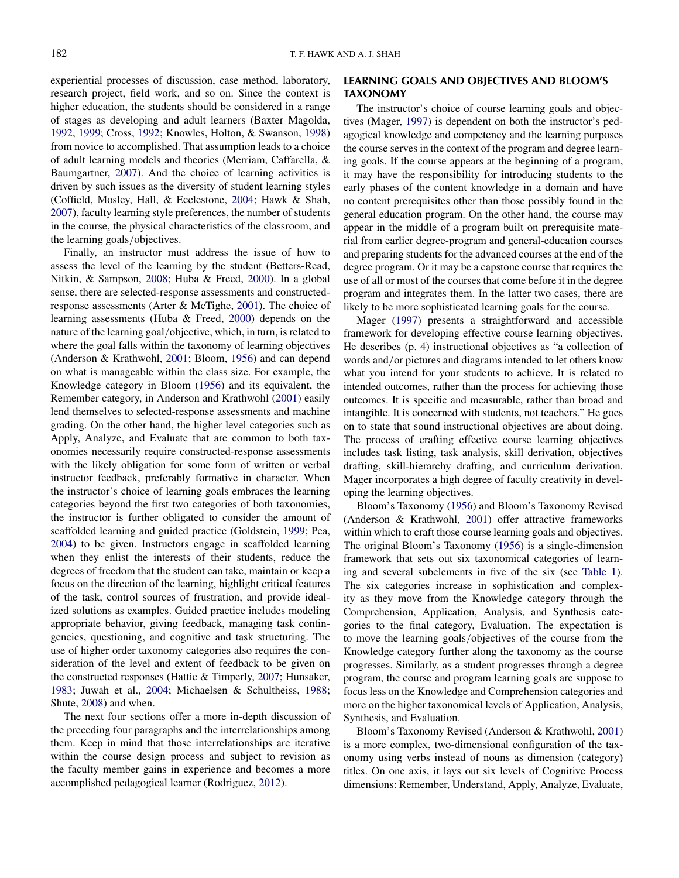experiential processes of discussion, case method, laboratory, research project, field work, and so on. Since the context is higher education, the students should be considered in a range of stages as developing and adult learners (Baxter Magolda, 1992, 1999; Cross, 1992; Knowles, Holton, & Swanson, 1998) from novice to accomplished. That assumption leads to a choice of adult learning models and theories (Merriam, Caffarella, & Baumgartner, 2007). And the choice of learning activities is driven by such issues as the diversity of student learning styles (Coffield, Mosley, Hall, & Ecclestone, 2004; Hawk & Shah, 2007), faculty learning style preferences, the number of students in the course, the physical characteristics of the classroom, and the learning goals/objectives.

Finally, an instructor must address the issue of how to assess the level of the learning by the student (Betters-Read, Nitkin, & Sampson, 2008; Huba & Freed, 2000). In a global sense, there are selected-response assessments and constructed-response assessments (Arter & McTighe, 2001). The choice of learning assessments (Huba & Freed, 2000) depends on the nature of the learning goal/objective, which, in turn, is related to where the goal falls within the taxonomy of learning objectives (Anderson & Krathwohl, 2001; Bloom, 1956) and can depend on what is manageable within the class size. For example, the Knowledge category in Bloom (1956) and its equivalent, the Remember category, in Anderson and Krathwohl (2001) easily lend themselves to selected-response assessments and machine grading. On the other hand, the higher level categories such as Apply, Analyze, and Evaluate that are common to both taxonomies necessarily require constructed-response assessments with the likely obligation for some form of written or verbal instructor feedback, preferably formative in character. When the instructor's choice of learning goals embraces the learning categories beyond the first two categories of both taxonomies, the instructor is further obligated to consider the amount of scaffolded learning and guided practice (Goldstein, 1999; Pea, 2004) to be given. Instructors engage in scaffolded learning when they enlist the interests of their students, reduce the degrees of freedom that the student can take, maintain or keep a focus on the direction of the learning, highlight critical features of the task, control sources of frustration, and provide idealized solutions as examples. Guided practice includes modeling appropriate behavior, giving feedback, managing task contingencies, questioning, and cognitive and task structuring. The use of higher order taxonomy categories also requires the consideration of the level and extent of feedback to be given on the constructed responses (Hattie & Timperly, 2007; Hunsaker, 1983; Juwah et al., 2004; Michaelsen & Schultheiss, 1988; Shute, 2008) and when.

The next four sections offer a more in-depth discussion of the preceding four paragraphs and the interrelationships among them. Keep in mind that those interrelationships are iterative within the course design process and subject to revision as the faculty member gains in experience and becomes a more accomplished pedagogical learner (Rodriguez, 2012).

## LEARNING GOALS AND OBJECTIVES AND BLOOM'S TAXONOMY

The instructor's choice of course learning goals and objectives (Mager, 1997) is dependent on both the instructor's pedagogical knowledge and competency and the learning purposes the course serves in the context of the program and degree learning goals. If the course appears at the beginning of a program, it may have the responsibility for introducing students to the early phases of the content knowledge in a domain and have no content prerequisites other than those possibly found in the general education program. On the other hand, the course may appear in the middle of a program built on prerequisite material from earlier degree-program and general-education courses and preparing students for the advanced courses at the end of the degree program. Or it may be a capstone course that requires the use of all or most of the courses that come before it in the degree program and integrates them. In the latter two cases, there are likely to be more sophisticated learning goals for the course.

Mager (1997) presents a straightforward and accessible framework for developing effective course learning objectives. He describes (p. 4) instructional objectives as "a collection of words and/or pictures and diagrams intended to let others know what you intend for your students to achieve. It is related to intended outcomes, rather than the process for achieving those outcomes. It is specific and measurable, rather than broad and intangible. It is concerned with students, not teachers." He goes on to state that sound instructional objectives are about doing. The process of crafting effective course learning objectives includes task listing, task analysis, skill derivation, objectives drafting, skill-hierarchy drafting, and curriculum derivation. Mager incorporates a high degree of faculty creativity in developing the learning objectives.

Bloom's Taxonomy (1956) and Bloom's Taxonomy Revised (Anderson & Krathwohl, 2001) offer attractive frameworks within which to craft those course learning goals and objectives. The original Bloom's Taxonomy (1956) is a single-dimension framework that sets out six taxonomical categories of learning and several subelements in five of the six (see Table 1). The six categories increase in sophistication and complexity as they move from the Knowledge category through the Comprehension, Application, Analysis, and Synthesis categories to the final category, Evaluation. The expectation is to move the learning goals/objectives of the course from the Knowledge category further along the taxonomy as the course progresses. Similarly, as a student progresses through a degree program, the course and program learning goals are suppose to focus less on the Knowledge and Comprehension categories and more on the higher taxonomical levels of Application, Analysis, Synthesis, and Evaluation.

Bloom's Taxonomy Revised (Anderson & Krathwohl, 2001) is a more complex, two-dimensional configuration of the taxonomy using verbs instead of nouns as dimension (category) titles. On one axis, it lays out six levels of Cognitive Process dimensions: Remember, Understand, Apply, Analyze, Evaluate,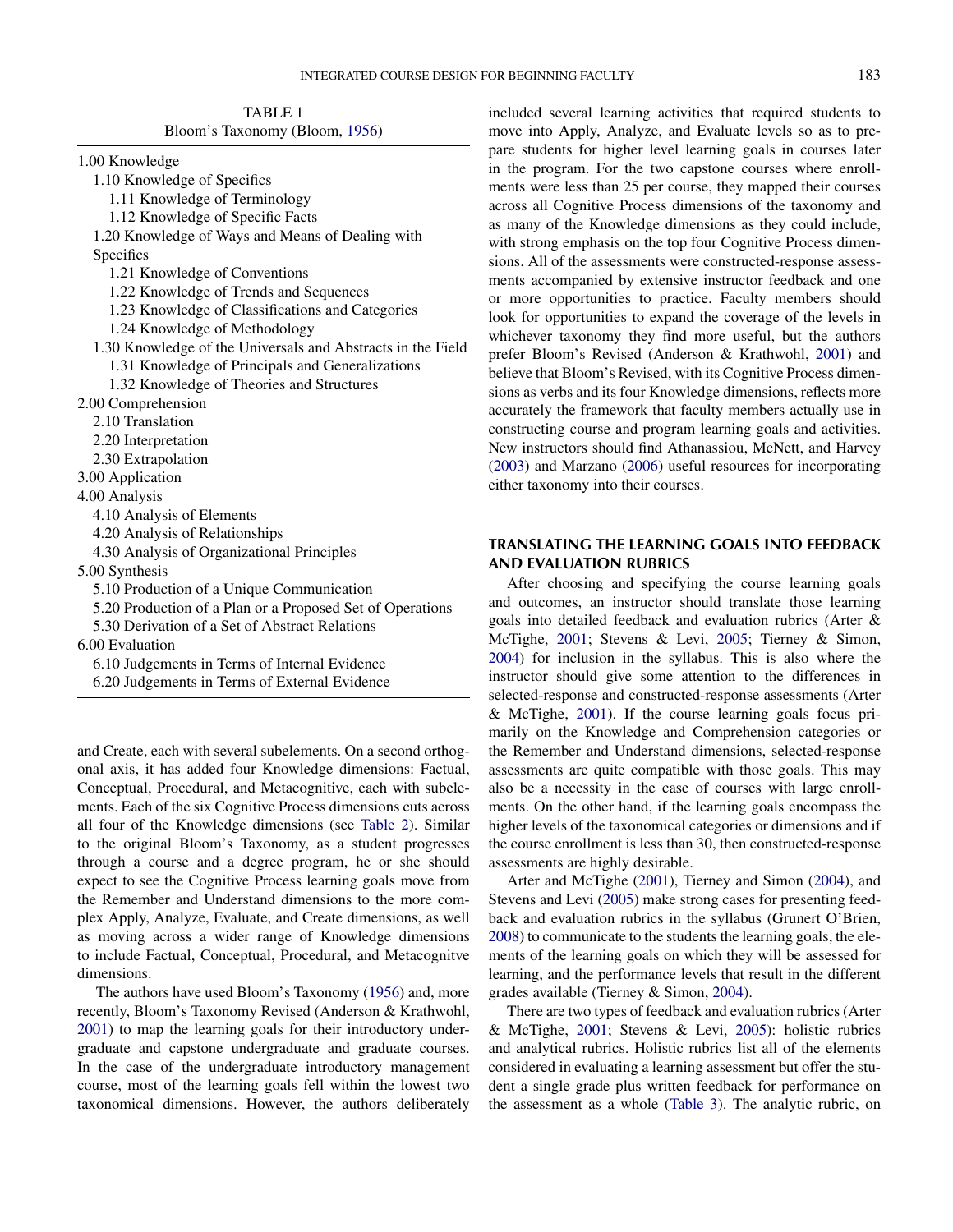TABLE 1
Bloom's Taxonomy (Bloom, 1956)

1.00 Knowledge
- 1.10 Knowledge of Specifics
  - 1.11 Knowledge of Terminology
  - 1.12 Knowledge of Specific Facts
- 1.20 Knowledge of Ways and Means of Dealing with Specifics
  - 1.21 Knowledge of Conventions
  - 1.22 Knowledge of Trends and Sequences
  - 1.23 Knowledge of Classifications and Categories
  - 1.24 Knowledge of Methodology
- 1.30 Knowledge of the Universals and Abstracts in the Field
  - 1.31 Knowledge of Principals and Generalizations
  - 1.32 Knowledge of Theories and Structures

2.00 Comprehension
- 2.10 Translation
- 2.20 Interpretation
- 2.30 Extrapolation

3.00 Application

4.00 Analysis
- 4.10 Analysis of Elements
- 4.20 Analysis of Relationships
- 4.30 Analysis of Organizational Principles

5.00 Synthesis
- 5.10 Production of a Unique Communication
- 5.20 Production of a Plan or a Proposed Set of Operations
- 5.30 Derivation of a Set of Abstract Relations

6.00 Evaluation
- 6.10 Judgements in Terms of Internal Evidence
- 6.20 Judgements in Terms of External Evidence

and Create, each with several subelements. On a second orthogonal axis, it has added four Knowledge dimensions: Factual, Conceptual, Procedural, and Metacognitive, each with subelements. Each of the six Cognitive Process dimensions cuts across all four of the Knowledge dimensions (see Table 2). Similar to the original Bloom's Taxonomy, as a student progresses through a course and a degree program, he or she should expect to see the Cognitive Process learning goals move from the Remember and Understand dimensions to the more complex Apply, Analyze, Evaluate, and Create dimensions, as well as moving across a wider range of Knowledge dimensions to include Factual, Conceptual, Procedural, and Metacognitve dimensions.

The authors have used Bloom's Taxonomy (1956) and, more recently, Bloom's Taxonomy Revised (Anderson & Krathwohl, 2001) to map the learning goals for their introductory undergraduate and capstone undergraduate and graduate courses. In the case of the undergraduate introductory management course, most of the learning goals fell within the lowest two taxonomical dimensions. However, the authors deliberately included several learning activities that required students to move into Apply, Analyze, and Evaluate levels so as to prepare students for higher level learning goals in courses later in the program. For the two capstone courses where enrollments were less than 25 per course, they mapped their courses across all Cognitive Process dimensions of the taxonomy and as many of the Knowledge dimensions as they could include, with strong emphasis on the top four Cognitive Process dimensions. All of the assessments were constructed-response assessments accompanied by extensive instructor feedback and one or more opportunities to practice. Faculty members should look for opportunities to expand the coverage of the levels in whichever taxonomy they find more useful, but the authors prefer Bloom's Revised (Anderson & Krathwohl, 2001) and believe that Bloom's Revised, with its Cognitive Process dimensions as verbs and its four Knowledge dimensions, reflects more accurately the framework that faculty members actually use in constructing course and program learning goals and activities. New instructors should find Athanassiou, McNett, and Harvey (2003) and Marzano (2006) useful resources for incorporating either taxonomy into their courses.

## TRANSLATING THE LEARNING GOALS INTO FEEDBACK AND EVALUATION RUBRICS

After choosing and specifying the course learning goals and outcomes, an instructor should translate those learning goals into detailed feedback and evaluation rubrics (Arter & McTighe, 2001; Stevens & Levi, 2005; Tierney & Simon, 2004) for inclusion in the syllabus. This is also where the instructor should give some attention to the differences in selected-response and constructed-response assessments (Arter & McTighe, 2001). If the course learning goals focus primarily on the Knowledge and Comprehension categories or the Remember and Understand dimensions, selected-response assessments are quite compatible with those goals. This may also be a necessity in the case of courses with large enrollments. On the other hand, if the learning goals encompass the higher levels of the taxonomical categories or dimensions and if the course enrollment is less than 30, then constructed-response assessments are highly desirable.

Arter and McTighe (2001), Tierney and Simon (2004), and Stevens and Levi (2005) make strong cases for presenting feedback and evaluation rubrics in the syllabus (Grunert O'Brien, 2008) to communicate to the students the learning goals, the elements of the learning goals on which they will be assessed for learning, and the performance levels that result in the different grades available (Tierney & Simon, 2004).

There are two types of feedback and evaluation rubrics (Arter & McTighe, 2001; Stevens & Levi, 2005): holistic rubrics and analytical rubrics. Holistic rubrics list all of the elements considered in evaluating a learning assessment but offer the student a single grade plus written feedback for performance on the assessment as a whole (Table 3). The analytic rubric, on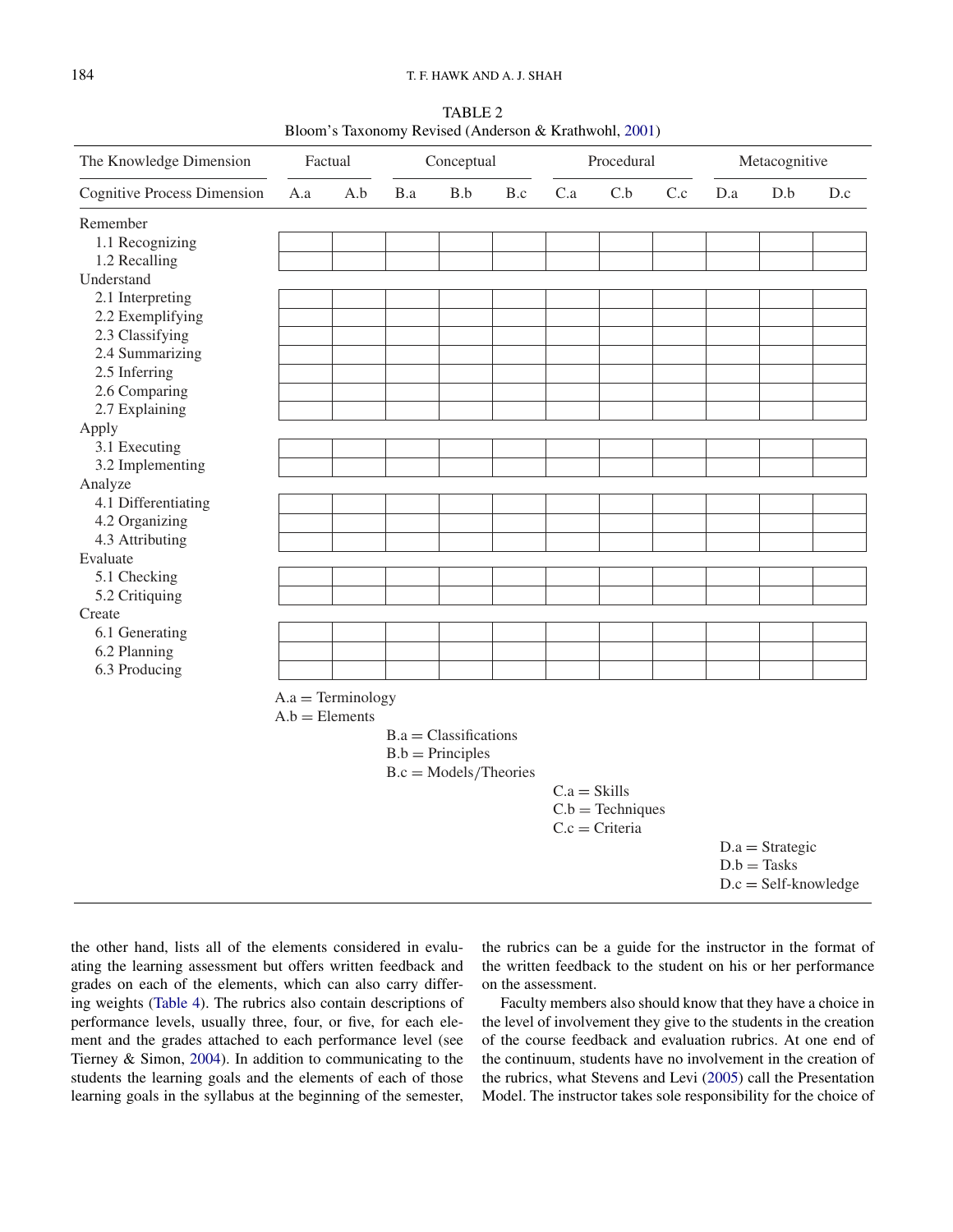TABLE 2
Bloom's Taxonomy Revised (Anderson & Krathwohl, 2001)

| The Knowledge Dimension | Factual | | Conceptual | | | Procedural | | | Metacognitive | | |
|---|---|---|---|---|---|---|---|---|---|---|---|
| Cognitive Process Dimension | A.a | A.b | B.a | B.b | B.c | C.a | C.b | C.c | D.a | D.b | D.c |
| Remember | | | | | | | | | | | |
| 1.1 Recognizing | | | | | | | | | | | |
| 1.2 Recalling | | | | | | | | | | | |
| Understand | | | | | | | | | | | |
| 2.1 Interpreting | | | | | | | | | | | |
| 2.2 Exemplifying | | | | | | | | | | | |
| 2.3 Classifying | | | | | | | | | | | |
| 2.4 Summarizing | | | | | | | | | | | |
| 2.5 Inferring | | | | | | | | | | | |
| 2.6 Comparing | | | | | | | | | | | |
| 2.7 Explaining | | | | | | | | | | | |
| Apply | | | | | | | | | | | |
| 3.1 Executing | | | | | | | | | | | |
| 3.2 Implementing | | | | | | | | | | | |
| Analyze | | | | | | | | | | | |
| 4.1 Differentiating | | | | | | | | | | | |
| 4.2 Organizing | | | | | | | | | | | |
| 4.3 Attributing | | | | | | | | | | | |
| Evaluate | | | | | | | | | | | |
| 5.1 Checking | | | | | | | | | | | |
| 5.2 Critiquing | | | | | | | | | | | |
| Create | | | | | | | | | | | |
| 6.1 Generating | | | | | | | | | | | |
| 6.2 Planning | | | | | | | | | | | |
| 6.3 Producing | | | | | | | | | | | |

A.a = Terminology
A.b = Elements
B.a = Classifications
B.b = Principles
B.c = Models/Theories
C.a = Skills
C.b = Techniques
C.c = Criteria
D.a = Strategic
D.b = Tasks
D.c = Self-knowledge

the other hand, lists all of the elements considered in evaluating the learning assessment but offers written feedback and grades on each of the elements, which can also carry differing weights (Table 4). The rubrics also contain descriptions of performance levels, usually three, four, or five, for each element and the grades attached to each performance level (see Tierney & Simon, 2004). In addition to communicating to the students the learning goals and the elements of each of those learning goals in the syllabus at the beginning of the semester, the rubrics can be a guide for the instructor in the format of the written feedback to the student on his or her performance on the assessment.

Faculty members also should know that they have a choice in the level of involvement they give to the students in the creation of the course feedback and evaluation rubrics. At one end of the continuum, students have no involvement in the creation of the rubrics, what Stevens and Levi (2005) call the Presentation Model. The instructor takes sole responsibility for the choice of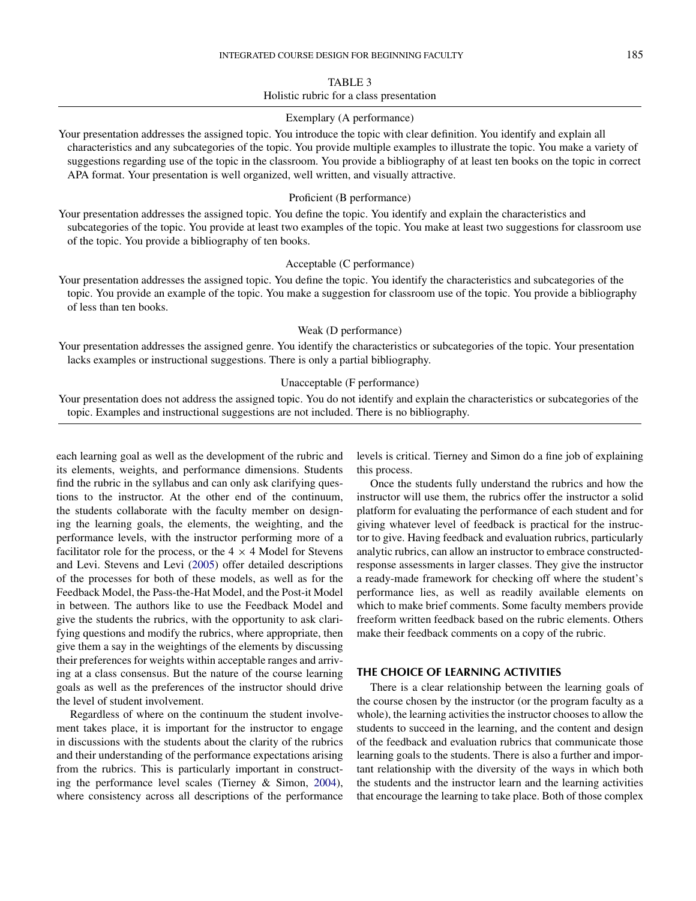TABLE 3
Holistic rubric for a class presentation

| Exemplary (A performance) |
|---|
| Your presentation addresses the assigned topic. You introduce the topic with clear definition. You identify and explain all characteristics and any subcategories of the topic. You provide multiple examples to illustrate the topic. You make a variety of suggestions regarding use of the topic in the classroom. You provide a bibliography of at least ten books on the topic in correct APA format. Your presentation is well organized, well written, and visually attractive. |
| **Proficient (B performance)** |
| Your presentation addresses the assigned topic. You define the topic. You identify and explain the characteristics and subcategories of the topic. You provide at least two examples of the topic. You make at least two suggestions for classroom use of the topic. You provide a bibliography of ten books. |
| **Acceptable (C performance)** |
| Your presentation addresses the assigned topic. You define the topic. You identify the characteristics and subcategories of the topic. You provide an example of the topic. You make a suggestion for classroom use of the topic. You provide a bibliography of less than ten books. |
| **Weak (D performance)** |
| Your presentation addresses the assigned genre. You identify the characteristics or subcategories of the topic. Your presentation lacks examples or instructional suggestions. There is only a partial bibliography. |
| **Unacceptable (F performance)** |
| Your presentation does not address the assigned topic. You do not identify and explain the characteristics or subcategories of the topic. Examples and instructional suggestions are not included. There is no bibliography. |

each learning goal as well as the development of the rubric and its elements, weights, and performance dimensions. Students find the rubric in the syllabus and can only ask clarifying questions to the instructor. At the other end of the continuum, the students collaborate with the faculty member on designing the learning goals, the elements, the weighting, and the performance levels, with the instructor performing more of a facilitator role for the process, or the 4 × 4 Model for Stevens and Levi. Stevens and Levi (2005) offer detailed descriptions of the processes for both of these models, as well as for the Feedback Model, the Pass-the-Hat Model, and the Post-it Model in between. The authors like to use the Feedback Model and give the students the rubrics, with the opportunity to ask clarifying questions and modify the rubrics, where appropriate, then give them a say in the weightings of the elements by discussing their preferences for weights within acceptable ranges and arriving at a class consensus. But the nature of the course learning goals as well as the preferences of the instructor should drive the level of student involvement.

Regardless of where on the continuum the student involvement takes place, it is important for the instructor to engage in discussions with the students about the clarity of the rubrics and their understanding of the performance expectations arising from the rubrics. This is particularly important in constructing the performance level scales (Tierney & Simon, 2004), where consistency across all descriptions of the performance levels is critical. Tierney and Simon do a fine job of explaining this process.

Once the students fully understand the rubrics and how the instructor will use them, the rubrics offer the instructor a solid platform for evaluating the performance of each student and for giving whatever level of feedback is practical for the instructor to give. Having feedback and evaluation rubrics, particularly analytic rubrics, can allow an instructor to embrace constructed-response assessments in larger classes. They give the instructor a ready-made framework for checking off where the student's performance lies, as well as readily available elements on which to make brief comments. Some faculty members provide freeform written feedback based on the rubric elements. Others make their feedback comments on a copy of the rubric.

## THE CHOICE OF LEARNING ACTIVITIES

There is a clear relationship between the learning goals of the course chosen by the instructor (or the program faculty as a whole), the learning activities the instructor chooses to allow the students to succeed in the learning, and the content and design of the feedback and evaluation rubrics that communicate those learning goals to the students. There is also a further and important relationship with the diversity of the ways in which both the students and the instructor learn and the learning activities that encourage the learning to take place. Both of those complex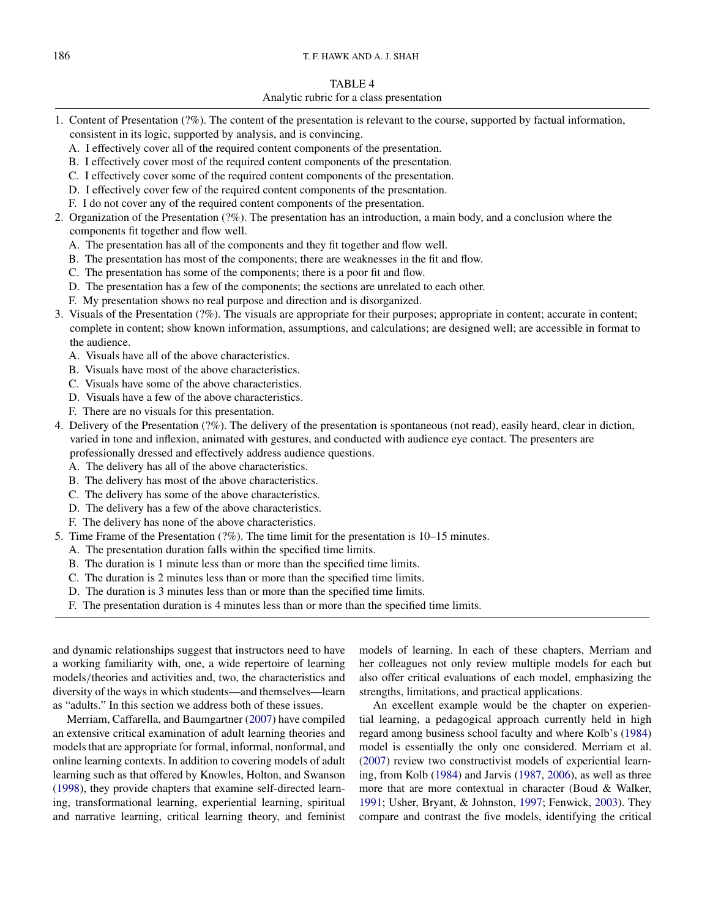TABLE 4
Analytic rubric for a class presentation

1. Content of Presentation (?%). The content of the presentation is relevant to the course, supported by factual information, consistent in its logic, supported by analysis, and is convincing.
   A. I effectively cover all of the required content components of the presentation.
   B. I effectively cover most of the required content components of the presentation.
   C. I effectively cover some of the required content components of the presentation.
   D. I effectively cover few of the required content components of the presentation.
   F. I do not cover any of the required content components of the presentation.
2. Organization of the Presentation (?%). The presentation has an introduction, a main body, and a conclusion where the components fit together and flow well.
   A. The presentation has all of the components and they fit together and flow well.
   B. The presentation has most of the components; there are weaknesses in the fit and flow.
   C. The presentation has some of the components; there is a poor fit and flow.
   D. The presentation has a few of the components; the sections are unrelated to each other.
   F. My presentation shows no real purpose and direction and is disorganized.
3. Visuals of the Presentation (?%). The visuals are appropriate for their purposes; appropriate in content; accurate in content; complete in content; show known information, assumptions, and calculations; are designed well; are accessible in format to the audience.
   A. Visuals have all of the above characteristics.
   B. Visuals have most of the above characteristics.
   C. Visuals have some of the above characteristics.
   D. Visuals have a few of the above characteristics.
   F. There are no visuals for this presentation.
4. Delivery of the Presentation (?%). The delivery of the presentation is spontaneous (not read), easily heard, clear in diction, varied in tone and inflexion, animated with gestures, and conducted with audience eye contact. The presenters are professionally dressed and effectively address audience questions.
   A. The delivery has all of the above characteristics.
   B. The delivery has most of the above characteristics.
   C. The delivery has some of the above characteristics.
   D. The delivery has a few of the above characteristics.
   F. The delivery has none of the above characteristics.
5. Time Frame of the Presentation (?%). The time limit for the presentation is 10–15 minutes.
   A. The presentation duration falls within the specified time limits.
   B. The duration is 1 minute less than or more than the specified time limits.
   C. The duration is 2 minutes less than or more than the specified time limits.
   D. The duration is 3 minutes less than or more than the specified time limits.
   F. The presentation duration is 4 minutes less than or more than the specified time limits.

and dynamic relationships suggest that instructors need to have a working familiarity with, one, a wide repertoire of learning models/theories and activities and, two, the characteristics and diversity of the ways in which students—and themselves—learn as "adults." In this section we address both of these issues.

Merriam, Caffarella, and Baumgartner (2007) have compiled an extensive critical examination of adult learning theories and models that are appropriate for formal, informal, nonformal, and online learning contexts. In addition to covering models of adult learning such as that offered by Knowles, Holton, and Swanson (1998), they provide chapters that examine self-directed learning, transformational learning, experiential learning, spiritual and narrative learning, critical learning theory, and feminist models of learning. In each of these chapters, Merriam and her colleagues not only review multiple models for each but also offer critical evaluations of each model, emphasizing the strengths, limitations, and practical applications.

An excellent example would be the chapter on experiential learning, a pedagogical approach currently held in high regard among business school faculty and where Kolb's (1984) model is essentially the only one considered. Merriam et al. (2007) review two constructivist models of experiential learning, from Kolb (1984) and Jarvis (1987, 2006), as well as three more that are more contextual in character (Boud & Walker, 1991; Usher, Bryant, & Johnston, 1997; Fenwick, 2003). They compare and contrast the five models, identifying the critical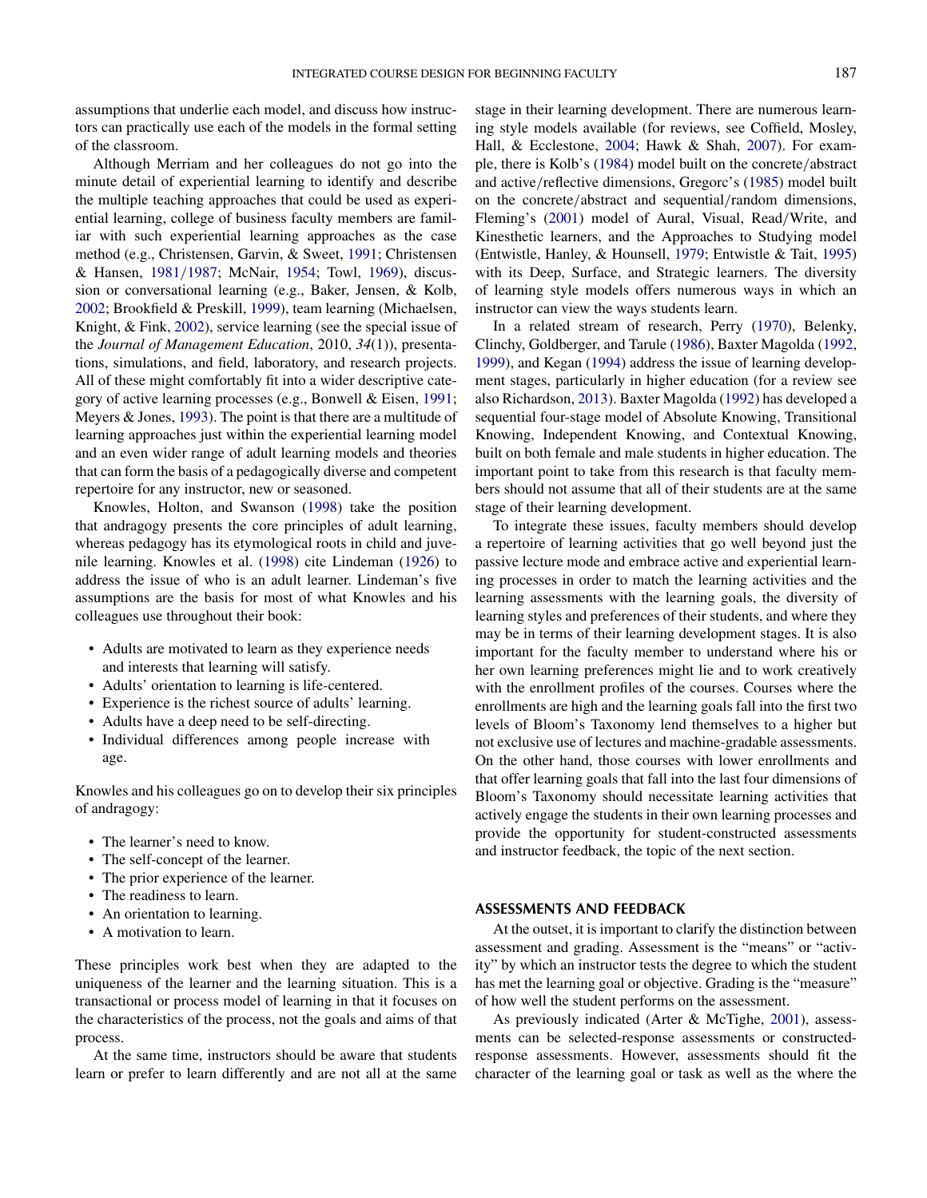assumptions that underlie each model, and discuss how instructors can practically use each of the models in the formal setting of the classroom.

Although Merriam and her colleagues do not go into the minute detail of experiential learning to identify and describe the multiple teaching approaches that could be used as experiential learning, college of business faculty members are familiar with such experiential learning approaches as the case method (e.g., Christensen, Garvin, & Sweet, 1991; Christensen & Hansen, 1981/1987; McNair, 1954; Towl, 1969), discussion or conversational learning (e.g., Baker, Jensen, & Kolb, 2002; Brookfield & Preskill, 1999), team learning (Michaelsen, Knight, & Fink, 2002), service learning (see the special issue of the *Journal of Management Education*, 2010, *34*(1)), presentations, simulations, and field, laboratory, and research projects. All of these might comfortably fit into a wider descriptive category of active learning processes (e.g., Bonwell & Eisen, 1991; Meyers & Jones, 1993). The point is that there are a multitude of learning approaches just within the experiential learning model and an even wider range of adult learning models and theories that can form the basis of a pedagogically diverse and competent repertoire for any instructor, new or seasoned.

Knowles, Holton, and Swanson (1998) take the position that andragogy presents the core principles of adult learning, whereas pedagogy has its etymological roots in child and juvenile learning. Knowles et al. (1998) cite Lindeman (1926) to address the issue of who is an adult learner. Lindeman's five assumptions are the basis for most of what Knowles and his colleagues use throughout their book:

- Adults are motivated to learn as they experience needs and interests that learning will satisfy.
- Adults' orientation to learning is life-centered.
- Experience is the richest source of adults' learning.
- Adults have a deep need to be self-directing.
- Individual differences among people increase with age.

Knowles and his colleagues go on to develop their six principles of andragogy:

- The learner's need to know.
- The self-concept of the learner.
- The prior experience of the learner.
- The readiness to learn.
- An orientation to learning.
- A motivation to learn.

These principles work best when they are adapted to the uniqueness of the learner and the learning situation. This is a transactional or process model of learning in that it focuses on the characteristics of the process, not the goals and aims of that process.

At the same time, instructors should be aware that students learn or prefer to learn differently and are not all at the same stage in their learning development. There are numerous learning style models available (for reviews, see Coffield, Mosley, Hall, & Ecclestone, 2004; Hawk & Shah, 2007). For example, there is Kolb's (1984) model built on the concrete/abstract and active/reflective dimensions, Gregorc's (1985) model built on the concrete/abstract and sequential/random dimensions, Fleming's (2001) model of Aural, Visual, Read/Write, and Kinesthetic learners, and the Approaches to Studying model (Entwistle, Hanley, & Hounsell, 1979; Entwistle & Tait, 1995) with its Deep, Surface, and Strategic learners. The diversity of learning style models offers numerous ways in which an instructor can view the ways students learn.

In a related stream of research, Perry (1970), Belenky, Clinchy, Goldberger, and Tarule (1986), Baxter Magolda (1992, 1999), and Kegan (1994) address the issue of learning development stages, particularly in higher education (for a review see also Richardson, 2013). Baxter Magolda (1992) has developed a sequential four-stage model of Absolute Knowing, Transitional Knowing, Independent Knowing, and Contextual Knowing, built on both female and male students in higher education. The important point to take from this research is that faculty members should not assume that all of their students are at the same stage of their learning development.

To integrate these issues, faculty members should develop a repertoire of learning activities that go well beyond just the passive lecture mode and embrace active and experiential learning processes in order to match the learning activities and the learning assessments with the learning goals, the diversity of learning styles and preferences of their students, and where they may be in terms of their learning development stages. It is also important for the faculty member to understand where his or her own learning preferences might lie and to work creatively with the enrollment profiles of the courses. Courses where the enrollments are high and the learning goals fall into the first two levels of Bloom's Taxonomy lend themselves to a higher but not exclusive use of lectures and machine-gradable assessments. On the other hand, those courses with lower enrollments and that offer learning goals that fall into the last four dimensions of Bloom's Taxonomy should necessitate learning activities that actively engage the students in their own learning processes and provide the opportunity for student-constructed assessments and instructor feedback, the topic of the next section.

## ASSESSMENTS AND FEEDBACK

At the outset, it is important to clarify the distinction between assessment and grading. Assessment is the "means" or "activity" by which an instructor tests the degree to which the student has met the learning goal or objective. Grading is the "measure" of how well the student performs on the assessment.

As previously indicated (Arter & McTighe, 2001), assessments can be selected-response assessments or constructed-response assessments. However, assessments should fit the character of the learning goal or task as well as the where the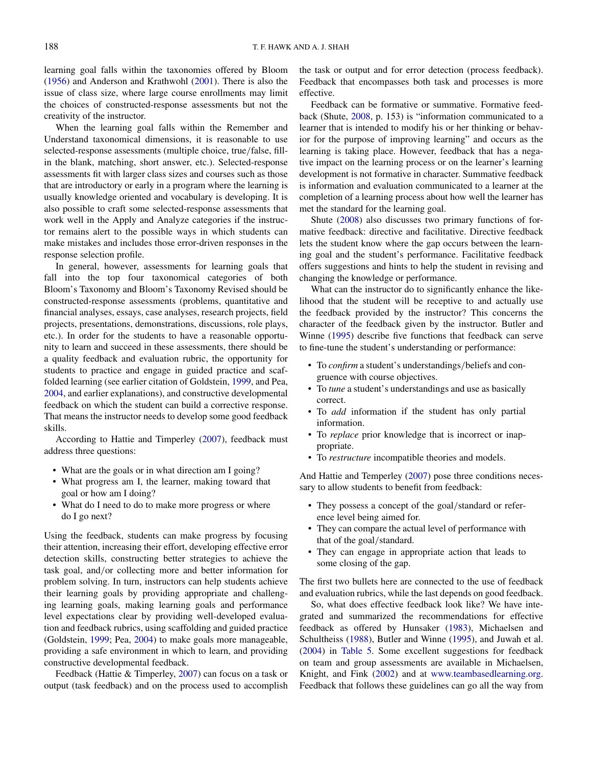learning goal falls within the taxonomies offered by Bloom (1956) and Anderson and Krathwohl (2001). There is also the issue of class size, where large course enrollments may limit the choices of constructed-response assessments but not the creativity of the instructor.

When the learning goal falls within the Remember and Understand taxonomical dimensions, it is reasonable to use selected-response assessments (multiple choice, true/false, fill-in the blank, matching, short answer, etc.). Selected-response assessments fit with larger class sizes and courses such as those that are introductory or early in a program where the learning is usually knowledge oriented and vocabulary is developing. It is also possible to craft some selected-response assessments that work well in the Apply and Analyze categories if the instructor remains alert to the possible ways in which students can make mistakes and includes those error-driven responses in the response selection profile.

In general, however, assessments for learning goals that fall into the top four taxonomical categories of both Bloom's Taxonomy and Bloom's Taxonomy Revised should be constructed-response assessments (problems, quantitative and financial analyses, essays, case analyses, research projects, field projects, presentations, demonstrations, discussions, role plays, etc.). In order for the students to have a reasonable opportunity to learn and succeed in these assessments, there should be a quality feedback and evaluation rubric, the opportunity for students to practice and engage in guided practice and scaffolded learning (see earlier citation of Goldstein, 1999, and Pea, 2004, and earlier explanations), and constructive developmental feedback on which the student can build a corrective response. That means the instructor needs to develop some good feedback skills.

According to Hattie and Timperley (2007), feedback must address three questions:

- What are the goals or in what direction am I going?
- What progress am I, the learner, making toward that goal or how am I doing?
- What do I need to do to make more progress or where do I go next?

Using the feedback, students can make progress by focusing their attention, increasing their effort, developing effective error detection skills, constructing better strategies to achieve the task goal, and/or collecting more and better information for problem solving. In turn, instructors can help students achieve their learning goals by providing appropriate and challenging learning goals, making learning goals and performance level expectations clear by providing well-developed evaluation and feedback rubrics, using scaffolding and guided practice (Goldstein, 1999; Pea, 2004) to make goals more manageable, providing a safe environment in which to learn, and providing constructive developmental feedback.

Feedback (Hattie & Timperley, 2007) can focus on a task or output (task feedback) and on the process used to accomplish the task or output and for error detection (process feedback). Feedback that encompasses both task and processes is more effective.

Feedback can be formative or summative. Formative feedback (Shute, 2008, p. 153) is "information communicated to a learner that is intended to modify his or her thinking or behavior for the purpose of improving learning" and occurs as the learning is taking place. However, feedback that has a negative impact on the learning process or on the learner's learning development is not formative in character. Summative feedback is information and evaluation communicated to a learner at the completion of a learning process about how well the learner has met the standard for the learning goal.

Shute (2008) also discusses two primary functions of formative feedback: directive and facilitative. Directive feedback lets the student know where the gap occurs between the learning goal and the student's performance. Facilitative feedback offers suggestions and hints to help the student in revising and changing the knowledge or performance.

What can the instructor do to significantly enhance the likelihood that the student will be receptive to and actually use the feedback provided by the instructor? This concerns the character of the feedback given by the instructor. Butler and Winne (1995) describe five functions that feedback can serve to fine-tune the student's understanding or performance:

- To *confirm* a student's understandings/beliefs and congruence with course objectives.
- To *tune* a student's understandings and use as basically correct.
- To *add* information if the student has only partial information.
- To *replace* prior knowledge that is incorrect or inappropriate.
- To *restructure* incompatible theories and models.

And Hattie and Temperley (2007) pose three conditions necessary to allow students to benefit from feedback:

- They possess a concept of the goal/standard or reference level being aimed for.
- They can compare the actual level of performance with that of the goal/standard.
- They can engage in appropriate action that leads to some closing of the gap.

The first two bullets here are connected to the use of feedback and evaluation rubrics, while the last depends on good feedback.

So, what does effective feedback look like? We have integrated and summarized the recommendations for effective feedback as offered by Hunsaker (1983), Michaelsen and Schultheiss (1988), Butler and Winne (1995), and Juwah et al. (2004) in Table 5. Some excellent suggestions for feedback on team and group assessments are available in Michaelsen, Knight, and Fink (2002) and at www.teambasedlearning.org. Feedback that follows these guidelines can go all the way from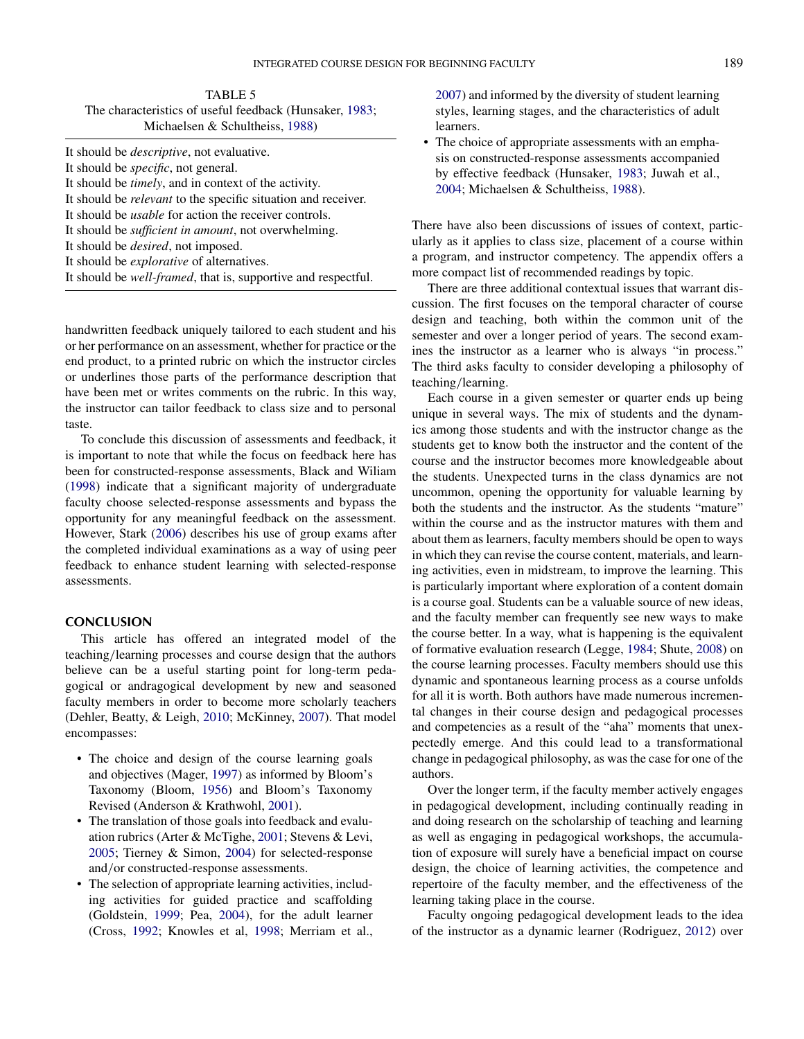TABLE 5
The characteristics of useful feedback (Hunsaker, 1983; Michaelsen & Schultheiss, 1988)

| |
|---|
| It should be *descriptive*, not evaluative. |
| It should be *specific*, not general. |
| It should be *timely*, and in context of the activity. |
| It should be *relevant* to the specific situation and receiver. |
| It should be *usable* for action the receiver controls. |
| It should be *sufficient in amount*, not overwhelming. |
| It should be *desired*, not imposed. |
| It should be *explorative* of alternatives. |
| It should be *well-framed*, that is, supportive and respectful. |

handwritten feedback uniquely tailored to each student and his or her performance on an assessment, whether for practice or the end product, to a printed rubric on which the instructor circles or underlines those parts of the performance description that have been met or writes comments on the rubric. In this way, the instructor can tailor feedback to class size and to personal taste.

To conclude this discussion of assessments and feedback, it is important to note that while the focus on feedback here has been for constructed-response assessments, Black and Wiliam (1998) indicate that a significant majority of undergraduate faculty choose selected-response assessments and bypass the opportunity for any meaningful feedback on the assessment. However, Stark (2006) describes his use of group exams after the completed individual examinations as a way of using peer feedback to enhance student learning with selected-response assessments.

## CONCLUSION

This article has offered an integrated model of the teaching/learning processes and course design that the authors believe can be a useful starting point for long-term pedagogical or andragogical development by new and seasoned faculty members in order to become more scholarly teachers (Dehler, Beatty, & Leigh, 2010; McKinney, 2007). That model encompasses:

- The choice and design of the course learning goals and objectives (Mager, 1997) as informed by Bloom's Taxonomy (Bloom, 1956) and Bloom's Taxonomy Revised (Anderson & Krathwohl, 2001).
- The translation of those goals into feedback and evaluation rubrics (Arter & McTighe, 2001; Stevens & Levi, 2005; Tierney & Simon, 2004) for selected-response and/or constructed-response assessments.
- The selection of appropriate learning activities, including activities for guided practice and scaffolding (Goldstein, 1999; Pea, 2004), for the adult learner (Cross, 1992; Knowles et al, 1998; Merriam et al., 2007) and informed by the diversity of student learning styles, learning stages, and the characteristics of adult learners.
- The choice of appropriate assessments with an emphasis on constructed-response assessments accompanied by effective feedback (Hunsaker, 1983; Juwah et al., 2004; Michaelsen & Schultheiss, 1988).

There have also been discussions of issues of context, particularly as it applies to class size, placement of a course within a program, and instructor competency. The appendix offers a more compact list of recommended readings by topic.

There are three additional contextual issues that warrant discussion. The first focuses on the temporal character of course design and teaching, both within the common unit of the semester and over a longer period of years. The second examines the instructor as a learner who is always "in process." The third asks faculty to consider developing a philosophy of teaching/learning.

Each course in a given semester or quarter ends up being unique in several ways. The mix of students and the dynamics among those students and with the instructor change as the students get to know both the instructor and the content of the course and the instructor becomes more knowledgeable about the students. Unexpected turns in the class dynamics are not uncommon, opening the opportunity for valuable learning by both the students and the instructor. As the students "mature" within the course and as the instructor matures with them and about them as learners, faculty members should be open to ways in which they can revise the course content, materials, and learning activities, even in midstream, to improve the learning. This is particularly important where exploration of a content domain is a course goal. Students can be a valuable source of new ideas, and the faculty member can frequently see new ways to make the course better. In a way, what is happening is the equivalent of formative evaluation research (Legge, 1984; Shute, 2008) on the course learning processes. Faculty members should use this dynamic and spontaneous learning process as a course unfolds for all it is worth. Both authors have made numerous incremental changes in their course design and pedagogical processes and competencies as a result of the "aha" moments that unexpectedly emerge. And this could lead to a transformational change in pedagogical philosophy, as was the case for one of the authors.

Over the longer term, if the faculty member actively engages in pedagogical development, including continually reading in and doing research on the scholarship of teaching and learning as well as engaging in pedagogical workshops, the accumulation of exposure will surely have a beneficial impact on course design, the choice of learning activities, the competence and repertoire of the faculty member, and the effectiveness of the learning taking place in the course.

Faculty ongoing pedagogical development leads to the idea of the instructor as a dynamic learner (Rodriguez, 2012) over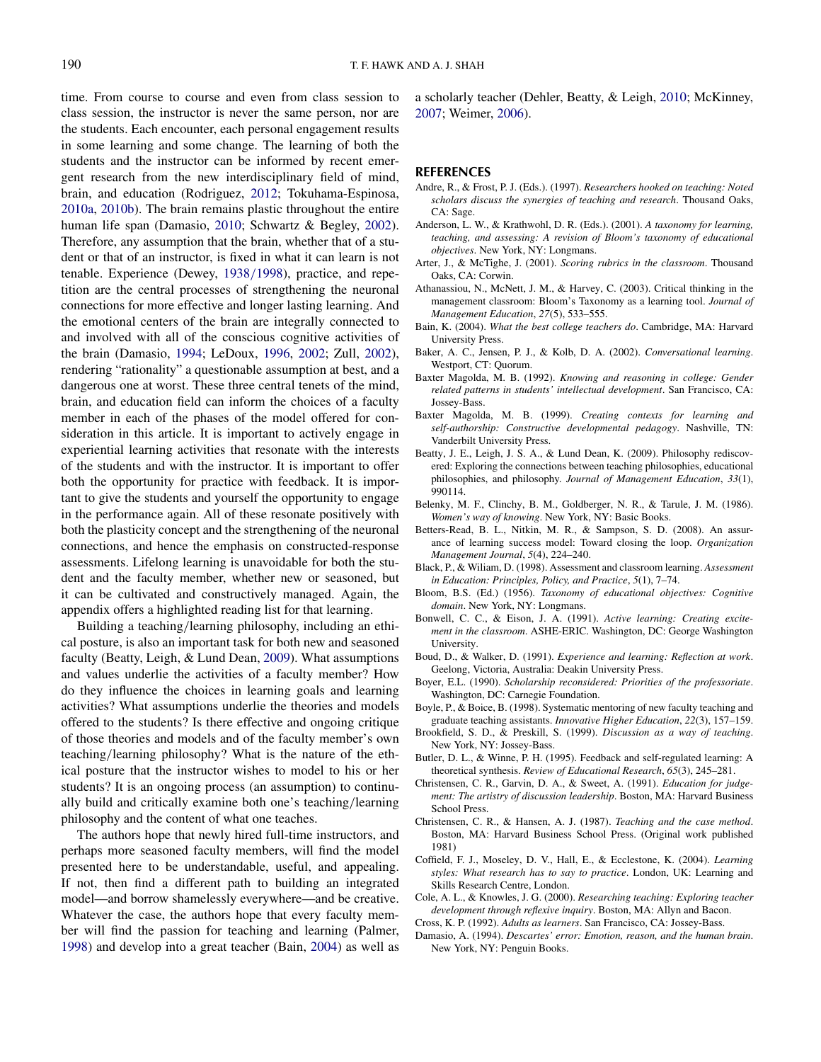time. From course to course and even from class session to class session, the instructor is never the same person, nor are the students. Each encounter, each personal engagement results in some learning and some change. The learning of both the students and the instructor can be informed by recent emergent research from the new interdisciplinary field of mind, brain, and education (Rodriguez, 2012; Tokuhama-Espinosa, 2010a, 2010b). The brain remains plastic throughout the entire human life span (Damasio, 2010; Schwartz & Begley, 2002). Therefore, any assumption that the brain, whether that of a student or that of an instructor, is fixed in what it can learn is not tenable. Experience (Dewey, 1938/1998), practice, and repetition are the central processes of strengthening the neuronal connections for more effective and longer lasting learning. And the emotional centers of the brain are integrally connected to and involved with all of the conscious cognitive activities of the brain (Damasio, 1994; LeDoux, 1996, 2002; Zull, 2002), rendering "rationality" a questionable assumption at best, and a dangerous one at worst. These three central tenets of the mind, brain, and education field can inform the choices of a faculty member in each of the phases of the model offered for consideration in this article. It is important to actively engage in experiential learning activities that resonate with the interests of the students and with the instructor. It is important to offer both the opportunity for practice with feedback. It is important to give the students and yourself the opportunity to engage in the performance again. All of these resonate positively with both the plasticity concept and the strengthening of the neuronal connections, and hence the emphasis on constructed-response assessments. Lifelong learning is unavoidable for both the student and the faculty member, whether new or seasoned, but it can be cultivated and constructively managed. Again, the appendix offers a highlighted reading list for that learning.

Building a teaching/learning philosophy, including an ethical posture, is also an important task for both new and seasoned faculty (Beatty, Leigh, & Lund Dean, 2009). What assumptions and values underlie the activities of a faculty member? How do they influence the choices in learning goals and learning activities? What assumptions underlie the theories and models offered to the students? Is there effective and ongoing critique of those theories and models and of the faculty member's own teaching/learning philosophy? What is the nature of the ethical posture that the instructor wishes to model to his or her students? It is an ongoing process (an assumption) to continually build and critically examine both one's teaching/learning philosophy and the content of what one teaches.

The authors hope that newly hired full-time instructors, and perhaps more seasoned faculty members, will find the model presented here to be understandable, useful, and appealing. If not, then find a different path to building an integrated model—and borrow shamelessly everywhere—and be creative. Whatever the case, the authors hope that every faculty member will find the passion for teaching and learning (Palmer, 1998) and develop into a great teacher (Bain, 2004) as well as a scholarly teacher (Dehler, Beatty, & Leigh, 2010; McKinney, 2007; Weimer, 2006).

## REFERENCES

Andre, R., & Frost, P. J. (Eds.). (1997). *Researchers hooked on teaching: Noted scholars discuss the synergies of teaching and research*. Thousand Oaks, CA: Sage.

Anderson, L. W., & Krathwohl, D. R. (Eds.). (2001). *A taxonomy for learning, teaching, and assessing: A revision of Bloom's taxonomy of educational objectives*. New York, NY: Longmans.

Arter, J., & McTighe, J. (2001). *Scoring rubrics in the classroom*. Thousand Oaks, CA: Corwin.

Athanassiou, N., McNett, J. M., & Harvey, C. (2003). Critical thinking in the management classroom: Bloom's Taxonomy as a learning tool. *Journal of Management Education*, *27*(5), 533–555.

Bain, K. (2004). *What the best college teachers do*. Cambridge, MA: Harvard University Press.

Baker, A. C., Jensen, P. J., & Kolb, D. A. (2002). *Conversational learning*. Westport, CT: Quorum.

Baxter Magolda, M. B. (1992). *Knowing and reasoning in college: Gender related patterns in students' intellectual development*. San Francisco, CA: Jossey-Bass.

Baxter Magolda, M. B. (1999). *Creating contexts for learning and self-authorship: Constructive developmental pedagogy*. Nashville, TN: Vanderbilt University Press.

Beatty, J. E., Leigh, J. S. A., & Lund Dean, K. (2009). Philosophy rediscovered: Exploring the connections between teaching philosophies, educational philosophies, and philosophy. *Journal of Management Education*, *33*(1), 990114.

Belenky, M. F., Clinchy, B. M., Goldberger, N. R., & Tarule, J. M. (1986). *Women's way of knowing*. New York, NY: Basic Books.

Betters-Read, B. L., Nitkin, M. R., & Sampson, S. D. (2008). An assurance of learning success model: Toward closing the loop. *Organization Management Journal*, *5*(4), 224–240.

Black, P., & Wiliam, D. (1998). Assessment and classroom learning. *Assessment in Education: Principles, Policy, and Practice*, *5*(1), 7–74.

Bloom, B.S. (Ed.) (1956). *Taxonomy of educational objectives: Cognitive domain*. New York, NY: Longmans.

Bonwell, C. C., & Eison, J. A. (1991). *Active learning: Creating excitement in the classroom*. ASHE-ERIC. Washington, DC: George Washington University.

Boud, D., & Walker, D. (1991). *Experience and learning: Reflection at work*. Geelong, Victoria, Australia: Deakin University Press.

Boyer, E.L. (1990). *Scholarship reconsidered: Priorities of the professoriate*. Washington, DC: Carnegie Foundation.

Boyle, P., & Boice, B. (1998). Systematic mentoring of new faculty teaching and graduate teaching assistants. *Innovative Higher Education*, *22*(3), 157–159.

Brookfield, S. D., & Preskill, S. (1999). *Discussion as a way of teaching*. New York, NY: Jossey-Bass.

Butler, D. L., & Winne, P. H. (1995). Feedback and self-regulated learning: A theoretical synthesis. *Review of Educational Research*, *65*(3), 245–281.

Christensen, C. R., Garvin, D. A., & Sweet, A. (1991). *Education for judgement: The artistry of discussion leadership*. Boston, MA: Harvard Business School Press.

Christensen, C. R., & Hansen, A. J. (1987). *Teaching and the case method*. Boston, MA: Harvard Business School Press. (Original work published 1981)

Coffield, F. J., Moseley, D. V., Hall, E., & Ecclestone, K. (2004). *Learning styles: What research has to say to practice*. London, UK: Learning and Skills Research Centre, London.

Cole, A. L., & Knowles, J. G. (2000). *Researching teaching: Exploring teacher development through reflexive inquiry*. Boston, MA: Allyn and Bacon.

Cross, K. P. (1992). *Adults as learners*. San Francisco, CA: Jossey-Bass.

Damasio, A. (1994). *Descartes' error: Emotion, reason, and the human brain*. New York, NY: Penguin Books.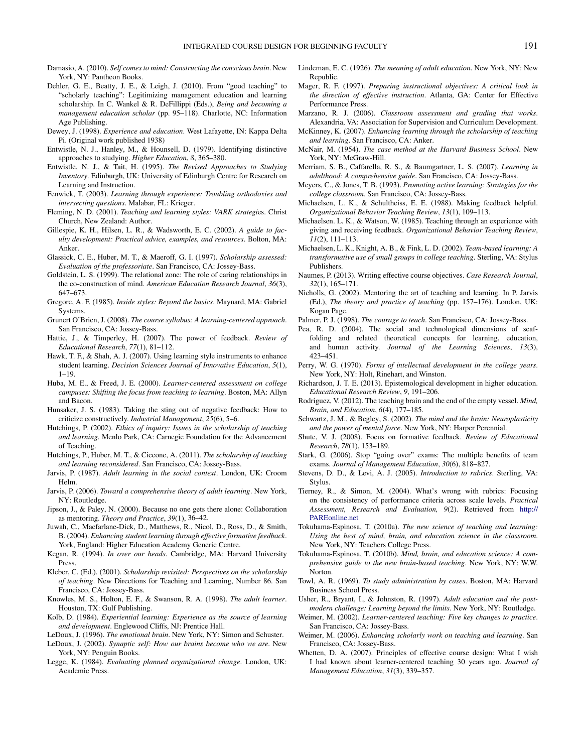Damasio, A. (2010). *Self comes to mind: Constructing the conscious brain*. New York, NY: Pantheon Books.

Dehler, G. E., Beatty, J. E., & Leigh, J. (2010). From "good teaching" to "scholarly teaching": Legitimizing management education and learning scholarship. In C. Wankel & R. DeFillippi (Eds.), *Being and becoming a management education scholar* (pp. 95–118). Charlotte, NC: Information Age Publishing.

Dewey, J. (1998). *Experience and education*. West Lafayette, IN: Kappa Delta Pi. (Original work published 1938)

Entwistle, N. J., Hanley, M., & Hounsell, D. (1979). Identifying distinctive approaches to studying. *Higher Education*, *8*, 365–380.

Entwistle, N. J., & Tait, H. (1995). *The Revised Approaches to Studying Inventory*. Edinburgh, UK: University of Edinburgh Centre for Research on Learning and Instruction.

Fenwick, T. (2003). *Learning through experience: Troubling orthodoxies and intersecting questions*. Malabar, FL: Krieger.

Fleming, N. D. (2001). *Teaching and learning styles: VARK strategies*. Christ Church, New Zealand: Author.

Gillespie, K. H., Hilsen, L. R., & Wadsworth, E. C. (2002). *A guide to faculty development: Practical advice, examples, and resources*. Bolton, MA: Anker.

Glassick, C. E., Huber, M. T., & Maeroff, G. I. (1997). *Scholarship assessed: Evaluation of the professoriate*. San Francisco, CA: Jossey-Bass.

Goldstein, L. S. (1999). The relational zone: The role of caring relationships in the co-construction of mind. *American Education Research Journal*, *36*(3), 647–673.

Gregorc, A. F. (1985). *Inside styles: Beyond the basics*. Maynard, MA: Gabriel Systems.

Grunert O'Brien, J. (2008). *The course syllabus: A learning-centered approach*. San Francisco, CA: Jossey-Bass.

Hattie, J., & Timperley, H. (2007). The power of feedback. *Review of Educational Research*, *77*(1), 81–112.

Hawk, T. F., & Shah, A. J. (2007). Using learning style instruments to enhance student learning. *Decision Sciences Journal of Innovative Education*, *5*(1), 1–19.

Huba, M. E., & Freed, J. E. (2000). *Learner-centered assessment on college campuses: Shifting the focus from teaching to learning*. Boston, MA: Allyn and Bacon.

Hunsaker, J. S. (1983). Taking the sting out of negative feedback: How to criticize constructively. *Industrial Management*, *25*(6), 5–6.

Hutchings, P. (2002). *Ethics of inquiry: Issues in the scholarship of teaching and learning*. Menlo Park, CA: Carnegie Foundation for the Advancement of Teaching.

Hutchings, P., Huber, M. T., & Ciccone, A. (2011). *The scholarship of teaching and learning reconsidered*. San Francisco, CA: Jossey-Bass.

Jarvis, P. (1987). *Adult learning in the social context*. London, UK: Croom Helm.

Jarvis, P. (2006). *Toward a comprehensive theory of adult learning*. New York, NY: Routledge.

Jipson, J., & Paley, N. (2000). Because no one gets there alone: Collaboration as mentoring. *Theory and Practice*, *39*(1), 36–42.

Juwah, C., Macfarlane-Dick, D., Matthews, R., Nicol, D., Ross, D., & Smith, B. (2004). *Enhancing student learning through effective formative feedback*. York, England: Higher Education Academy Generic Centre.

Kegan, R. (1994). *In over our heads*. Cambridge, MA: Harvard University Press.

Kleber, C. (Ed.). (2001). *Scholarship revisited: Perspectives on the scholarship of teaching*. New Directions for Teaching and Learning, Number 86. San Francisco, CA: Jossey-Bass.

Knowles, M. S., Holton, E. F., & Swanson, R. A. (1998). *The adult learner*. Houston, TX: Gulf Publishing.

Kolb, D. (1984). *Experiential learning: Experience as the source of learning and development*. Englewood Cliffs, NJ: Prentice Hall.

LeDoux, J. (1996). *The emotional brain*. New York, NY: Simon and Schuster.

LeDoux, J. (2002). *Synaptic self: How our brains become who we are*. New York, NY: Penguin Books.

Legge, K. (1984). *Evaluating planned organizational change*. London, UK: Academic Press.

Lindeman, E. C. (1926). *The meaning of adult education*. New York, NY: New Republic.

Mager, R. F. (1997). *Preparing instructional objectives: A critical look in the direction of effective instruction*. Atlanta, GA: Center for Effective Performance Press.

Marzano, R. J. (2006). *Classroom assessment and grading that works*. Alexandria, VA: Association for Supervision and Curriculum Development.

McKinney, K. (2007). *Enhancing learning through the scholarship of teaching and learning*. San Francisco, CA: Anker.

McNair, M. (1954). *The case method at the Harvard Business School*. New York, NY: McGraw-Hill.

Merriam, S. B., Caffarella, R. S., & Baumgartner, L. S. (2007). *Learning in adulthood: A comprehensive guide*. San Francisco, CA: Jossey-Bass.

Meyers, C., & Jones, T. B. (1993). *Promoting active learning: Strategies for the college classroom*. San Francisco, CA: Jossey-Bass.

Michaelsen, L. K., & Schultheiss, E. E. (1988). Making feedback helpful. *Organizational Behavior Teaching Review*, *13*(1), 109–113.

Michaelsen. L. K., & Watson, W. (1985). Teaching through an experience with giving and receiving feedback. *Organizational Behavior Teaching Review*, *11*(2), 111–113.

Michaelsen, L. K., Knight, A. B., & Fink, L. D. (2002). *Team-based learning: A transformative use of small groups in college teaching*. Sterling, VA: Stylus Publishers.

Naumes, P. (2013). Writing effective course objectives. *Case Research Journal*, *32*(1), 165–171.

Nicholls, G. (2002). Mentoring the art of teaching and learning. In P. Jarvis (Ed.), *The theory and practice of teaching* (pp. 157–176). London, UK: Kogan Page.

Palmer, P. J. (1998). *The courage to teach*. San Francisco, CA: Jossey-Bass.

Pea, R. D. (2004). The social and technological dimensions of scaffolding and related theoretical concepts for learning, education, and human activity. *Journal of the Learning Sciences*, *13*(3), 423–451.

Perry, W. G. (1970). *Forms of intellectual development in the college years*. New York, NY: Holt, Rinehart, and Winston.

Richardson, J. T. E. (2013). Epistemological development in higher education. *Educational Research Review*, *9*, 191–206.

Rodriguez, V. (2012). The teaching brain and the end of the empty vessel. *Mind, Brain, and Education*, *6*(4), 177–185.

Schwartz, J. M., & Begley, S. (2002). *The mind and the brain: Neuroplasticity and the power of mental force*. New York, NY: Harper Perennial.

Shute, V. J. (2008). Focus on formative feedback. *Review of Educational Research*, *78*(1), 153–189.

Stark, G. (2006). Stop "going over" exams: The multiple benefits of team exams. *Journal of Management Education*, *30*(6), 818–827.

Stevens, D. D., & Levi, A. J. (2005). *Introduction to rubrics*. Sterling, VA: Stylus.

Tierney, R., & Simon, M. (2004). What's wrong with rubrics: Focusing on the consistency of performance criteria across scale levels. *Practical Assessment, Research and Evaluation, 9*(2). Retrieved from http://PAREonline.net

Tokuhama-Espinosa, T. (2010a). *The new science of teaching and learning: Using the best of mind, brain, and education science in the classroom*. New York, NY: Teachers College Press.

Tokuhama-Espinosa, T. (2010b). *Mind, brain, and education science: A comprehensive guide to the new brain-based teaching*. New York, NY: W.W. Norton.

Towl, A. R. (1969). *To study administration by cases*. Boston, MA: Harvard Business School Press.

Usher, R., Bryant, I., & Johnston, R. (1997). *Adult education and the postmodern challenge: Learning beyond the limits*. New York, NY: Routledge.

Weimer, M. (2002). *Learner-centered teaching: Five key changes to practice*. San Francisco, CA: Jossey-Bass.

Weimer, M. (2006). *Enhancing scholarly work on teaching and learning*. San Francisco, CA: Jossey-Bass.

Whetten, D. A. (2007). Principles of effective course design: What I wish I had known about learner-centered teaching 30 years ago. *Journal of Management Education*, *31*(3), 339–357.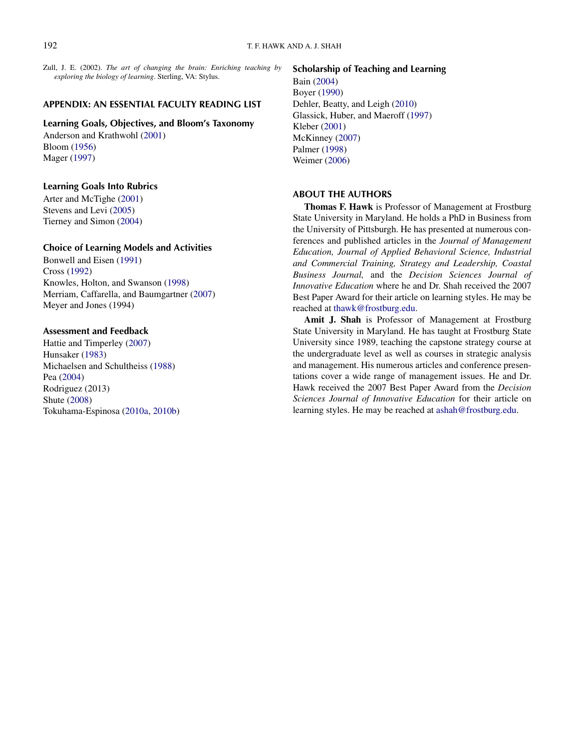Zull, J. E. (2002). *The art of changing the brain: Enriching teaching by exploring the biology of learning*. Sterling, VA: Stylus.

## APPENDIX: AN ESSENTIAL FACULTY READING LIST

### Learning Goals, Objectives, and Bloom's Taxonomy

Anderson and Krathwohl (2001)
Bloom (1956)
Mager (1997)

### Learning Goals Into Rubrics

Arter and McTighe (2001)
Stevens and Levi (2005)
Tierney and Simon (2004)

### Choice of Learning Models and Activities

Bonwell and Eisen (1991)
Cross (1992)
Knowles, Holton, and Swanson (1998)
Merriam, Caffarella, and Baumgartner (2007)
Meyer and Jones (1994)

### Assessment and Feedback

Hattie and Timperley (2007)
Hunsaker (1983)
Michaelsen and Schultheiss (1988)
Pea (2004)
Rodriguez (2013)
Shute (2008)
Tokuhama-Espinosa (2010a, 2010b)

### Scholarship of Teaching and Learning

Bain (2004)
Boyer (1990)
Dehler, Beatty, and Leigh (2010)
Glassick, Huber, and Maeroff (1997)
Kleber (2001)
McKinney (2007)
Palmer (1998)
Weimer (2006)

## ABOUT THE AUTHORS

**Thomas F. Hawk** is Professor of Management at Frostburg State University in Maryland. He holds a PhD in Business from the University of Pittsburgh. He has presented at numerous conferences and published articles in the *Journal of Management Education, Journal of Applied Behavioral Science, Industrial and Commercial Training, Strategy and Leadership, Coastal Business Journal,* and the *Decision Sciences Journal of Innovative Education* where he and Dr. Shah received the 2007 Best Paper Award for their article on learning styles. He may be reached at thawk@frostburg.edu.

**Amit J. Shah** is Professor of Management at Frostburg State University in Maryland. He has taught at Frostburg State University since 1989, teaching the capstone strategy course at the undergraduate level as well as courses in strategic analysis and management. His numerous articles and conference presentations cover a wide range of management issues. He and Dr. Hawk received the 2007 Best Paper Award from the *Decision Sciences Journal of Innovative Education* for their article on learning styles. He may be reached at ashah@frostburg.edu.